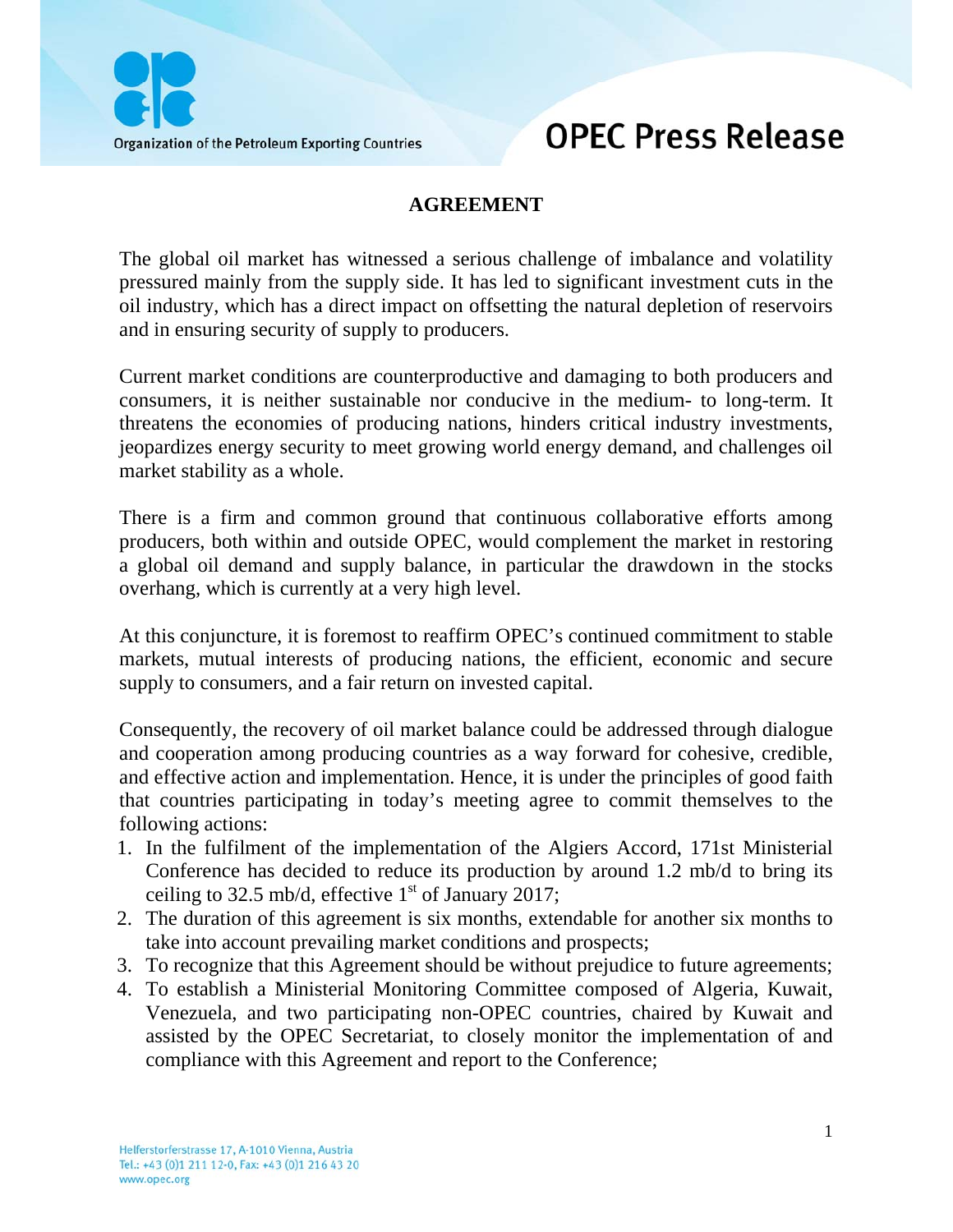# OPEC Press Release

## AGREEMENT

The global oil market has witnessed a serious challenge of imbalance and volatility pressured mainly from the supply side. It has led to significant investment cuts in the oil industry, which has a direct impact on offsetting the natural depletion of reservoirs and in ensuring security of supply to producers.

Current market conditions are counterproductive and damaging to both producers and consumers, it is neither sustainable nor conducive in the medium- to long-term. It threatens the economies of producing nations, hinders critical industry investments, jeopardizes energy security to meet growing world energy demand, and challenges oil market stability as a whole.

There is a firm and common ground that continuous collaborative efforts among producers, both within and outside OPEC, would complement the market in restoring a global oil demand and supply balance, in particular the drawdown in the stocks overhang, which is currently at a very high level.

At this conjuncture, it is foremost to reaffirm OPEC's continued commitment to stable markets, mutual interests of producing nations, the efficient, economic and secure supply to consumers, and a fair return on invested capital.

Consequently, the recovery of oil market balance could be addressed through dialogue and cooperation among producing countries as a way forward for cohesive, credible, and effective action and implementation. Hence, it is under the principles of good faith that countries participating in today's meeting agree to commit themselves to the following actions:

1. In the fulfilment of the implementation of the Algiers Accord, 171st Ministerial Conference has decided to reduce its production by around 1.2 mb/d to bring its ceiling to 32.5 mb/d, effective 1st of January 2017;
2. The duration of this agreement is six months, extendable for another six months to take into account prevailing market conditions and prospects;
3. To recognize that this Agreement should be without prejudice to future agreements;
4. To establish a Ministerial Monitoring Committee composed of Algeria, Kuwait, Venezuela, and two participating non-OPEC countries, chaired by Kuwait and assisted by the OPEC Secretariat, to closely monitor the implementation of and compliance with this Agreement and report to the Conference;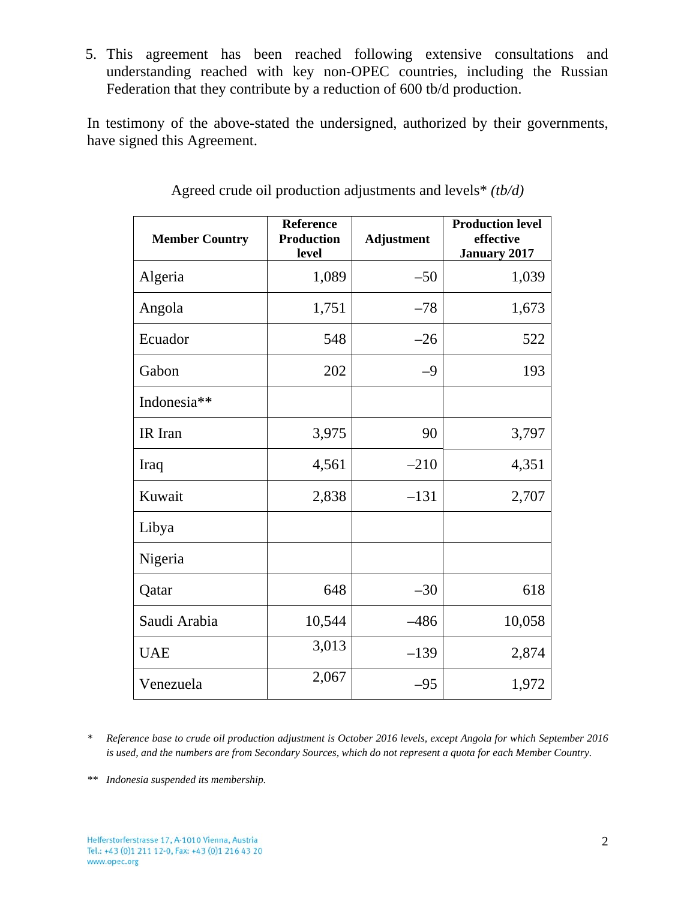5. This agreement has been reached following extensive consultations and understanding reached with key non-OPEC countries, including the Russian Federation that they contribute by a reduction of 600 tb/d production.

In testimony of the above-stated the undersigned, authorized by their governments, have signed this Agreement.

Agreed crude oil production adjustments and levels* *(tb/d)*

| Member Country | Reference Production level | Adjustment | Production level effective January 2017 |
|---|---|---|---|
| Algeria | 1,089 | –50 | 1,039 |
| Angola | 1,751 | –78 | 1,673 |
| Ecuador | 548 | –26 | 522 |
| Gabon | 202 | –9 | 193 |
| Indonesia** | | | |
| IR Iran | 3,975 | 90 | 3,797 |
| Iraq | 4,561 | –210 | 4,351 |
| Kuwait | 2,838 | –131 | 2,707 |
| Libya | | | |
| Nigeria | | | |
| Qatar | 648 | –30 | 618 |
| Saudi Arabia | 10,544 | –486 | 10,058 |
| UAE | 3,013 | –139 | 2,874 |
| Venezuela | 2,067 | –95 | 1,972 |

\* *Reference base to crude oil production adjustment is October 2016 levels, except Angola for which September 2016 is used, and the numbers are from Secondary Sources, which do not represent a quota for each Member Country.*

\** *Indonesia suspended its membership.*

Helferstorferstrasse 17, A-1010 Vienna, Austria
Tel.: +43 (0)1 211 12-0, Fax: +43 (0)1 216 43 20
www.opec.org